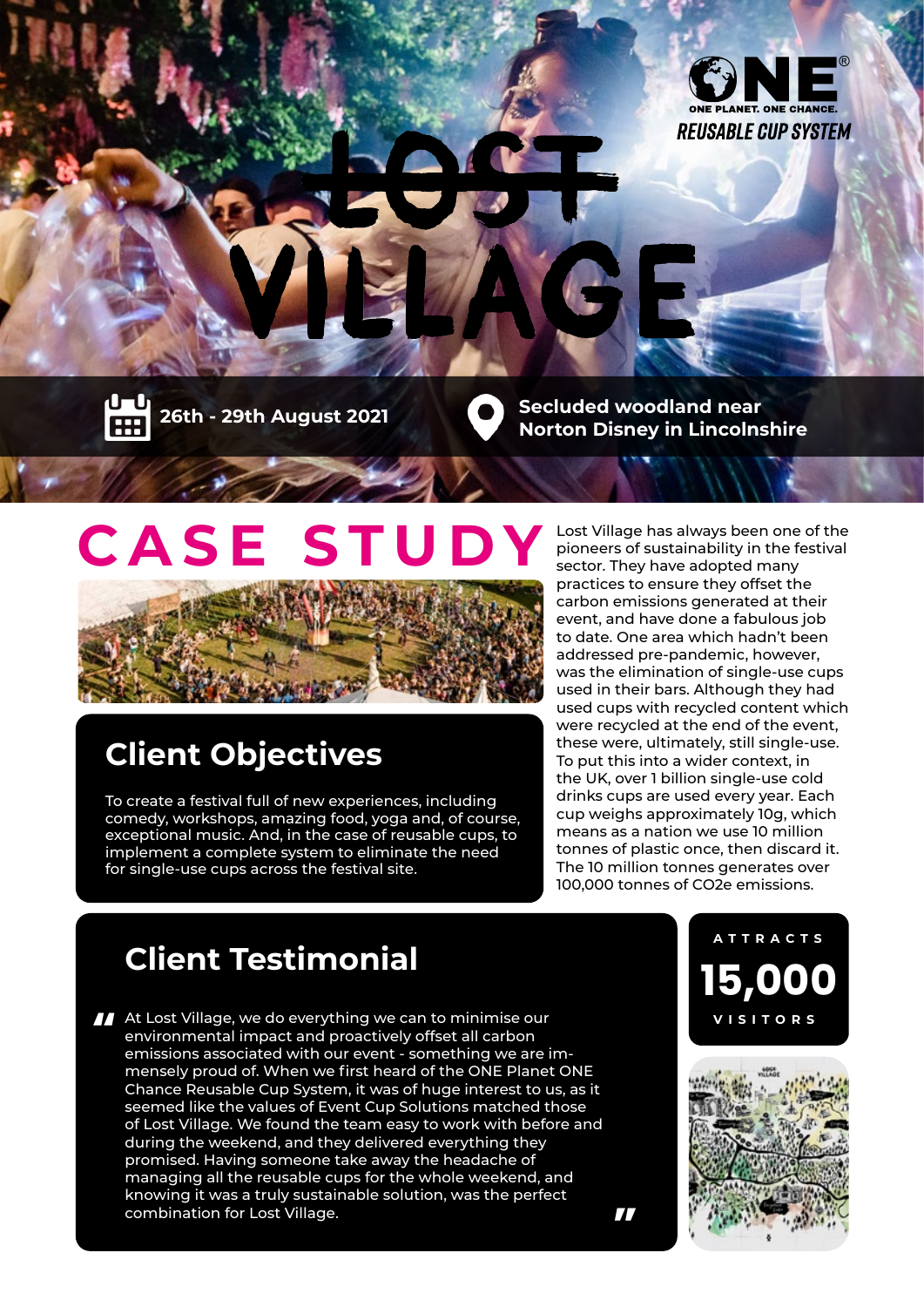ONE®
ONE PLANET. ONE CHANCE.
REUSABLE CUP SYSTEM

# LOST VILLAGE

26th - 29th August 2021

Secluded woodland near Norton Disney in Lincolnshire

# CASE STUDY

Lost Village has always been one of the pioneers of sustainability in the festival sector. They have adopted many practices to ensure they offset the carbon emissions generated at their event, and have done a fabulous job to date. One area which hadn't been addressed pre-pandemic, however, was the elimination of single-use cups used in their bars. Although they had used cups with recycled content which were recycled at the end of the event, these were, ultimately, still single-use. To put this into a wider context, in the UK, over 1 billion single-use cold drinks cups are used every year. Each cup weighs approximately 10g, which means as a nation we use 10 million tonnes of plastic once, then discard it. The 10 million tonnes generates over 100,000 tonnes of $CO_2e$ emissions.

## Client Objectives

To create a festival full of new experiences, including comedy, workshops, amazing food, yoga and, of course, exceptional music. And, in the case of reusable cups, to implement a complete system to eliminate the need for single-use cups across the festival site.

## Client Testimonial

"At Lost Village, we do everything we can to minimise our environmental impact and proactively offset all carbon emissions associated with our event - something we are immensely proud of. When we first heard of the ONE Planet ONE Chance Reusable Cup System, it was of huge interest to us, as it seemed like the values of Event Cup Solutions matched those of Lost Village. We found the team easy to work with before and during the weekend, and they delivered everything they promised. Having someone take away the headache of managing all the reusable cups for the whole weekend, and knowing it was a truly sustainable solution, was the perfect combination for Lost Village."

ATTRACTS

**15,000**

VISITORS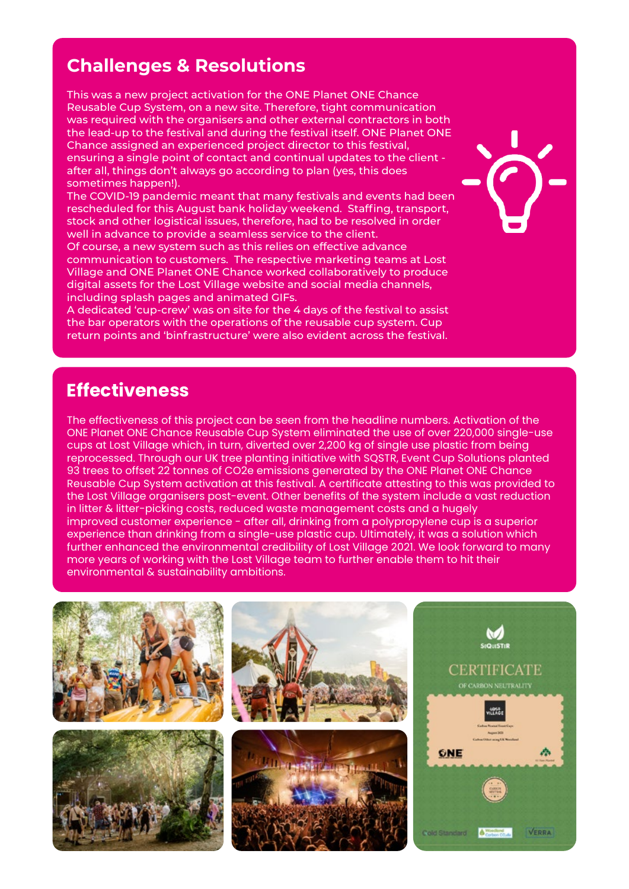## Challenges & Resolutions

This was a new project activation for the ONE Planet ONE Chance Reusable Cup System, on a new site. Therefore, tight communication was required with the organisers and other external contractors in both the lead-up to the festival and during the festival itself. ONE Planet ONE Chance assigned an experienced project director to this festival, ensuring a single point of contact and continual updates to the client - after all, things don't always go according to plan (yes, this does sometimes happen!).

The COVID-19 pandemic meant that many festivals and events had been rescheduled for this August bank holiday weekend. Staffing, transport, stock and other logistical issues, therefore, had to be resolved in order well in advance to provide a seamless service to the client.

Of course, a new system such as this relies on effective advance communication to customers. The respective marketing teams at Lost Village and ONE Planet ONE Chance worked collaboratively to produce digital assets for the Lost Village website and social media channels, including splash pages and animated GIFs.

A dedicated 'cup-crew' was on site for the 4 days of the festival to assist the bar operators with the operations of the reusable cup system. Cup return points and 'binfrastructure' were also evident across the festival.

## Effectiveness

The effectiveness of this project can be seen from the headline numbers. Activation of the ONE Planet ONE Chance Reusable Cup System eliminated the use of over 220,000 single-use cups at Lost Village which, in turn, diverted over 2,200 kg of single use plastic from being reprocessed. Through our UK tree planting initiative with SQSTR, Event Cup Solutions planted 93 trees to offset 22 tonnes of $CO_2e$ emissions generated by the ONE Planet ONE Chance Reusable Cup System activation at this festival. A certificate attesting to this was provided to the Lost Village organisers post-event. Other benefits of the system include a vast reduction in litter & litter-picking costs, reduced waste management costs and a hugely improved customer experience - after all, drinking from a polypropylene cup is a superior experience than drinking from a single-use plastic cup. Ultimately, it was a solution which further enhanced the environmental credibility of Lost Village 2021. We look forward to many more years of working with the Lost Village team to further enable them to hit their environmental & sustainability ambitions.